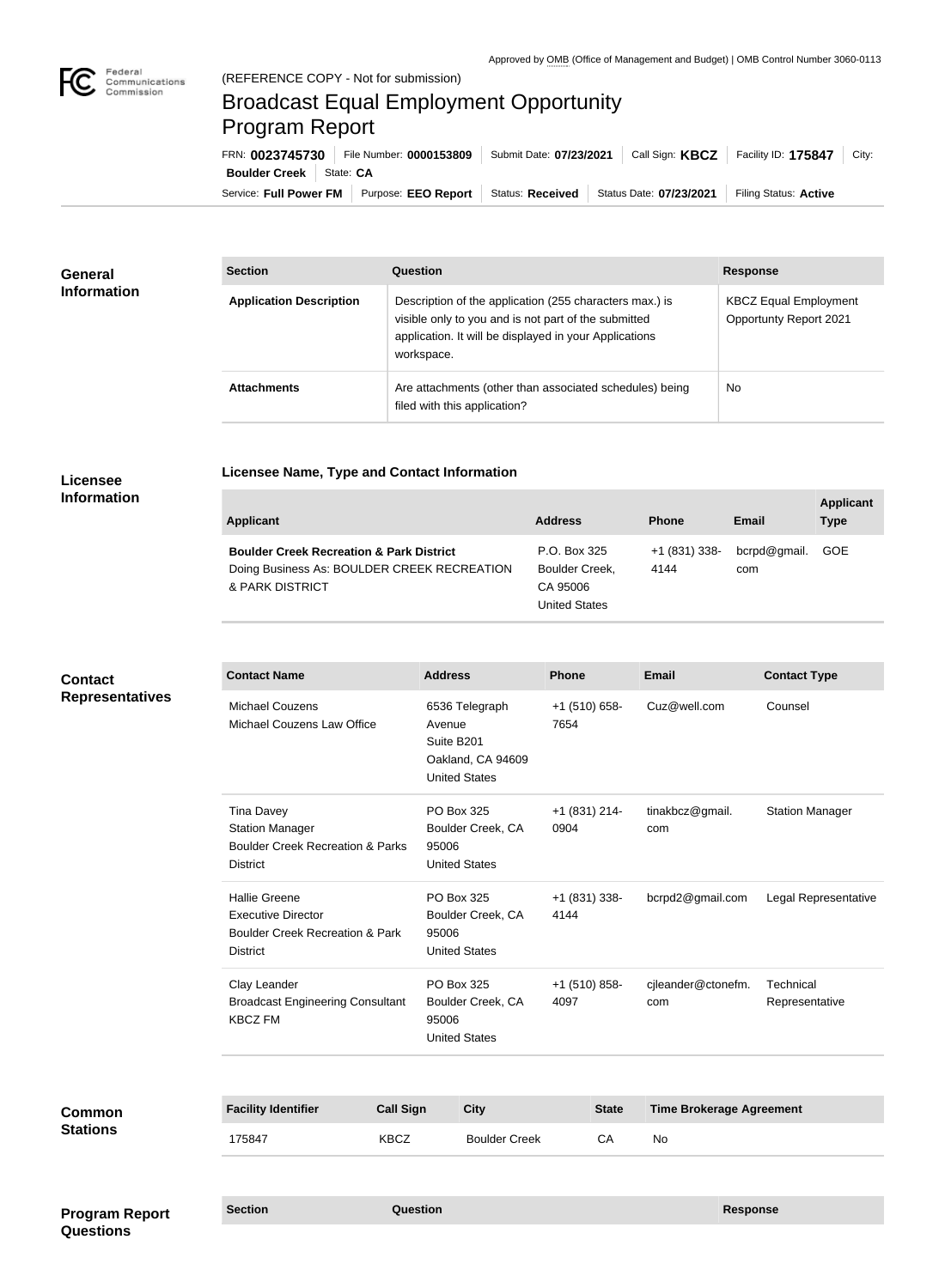Approved by OMB (Office of Management and Budget) | OMB Control Number 3060-0113

Federal Communications Commission

(REFERENCE COPY - Not for submission)

# Broadcast Equal Employment Opportunity Program Report

FRN: **0023745730** | File Number: **0000153809** | Submit Date: **07/23/2021** | Call Sign: **KBCZ** | Facility ID: **175847** | City: **Boulder Creek** | State: **CA**

Service: **Full Power FM** | Purpose: **EEO Report** | Status: **Received** | Status Date: **07/23/2021** | Filing Status: **Active**

## General Information

| Section | Question | Response |
|---|---|---|
| **Application Description** | Description of the application (255 characters max.) is visible only to you and is not part of the submitted application. It will be displayed in your Applications workspace. | KBCZ Equal Employment Opportunty Report 2021 |
| **Attachments** | Are attachments (other than associated schedules) being filed with this application? | No |

## Licensee Information

### Licensee Name, Type and Contact Information

| Applicant | Address | Phone | Email | Applicant Type |
|---|---|---|---|---|
| **Boulder Creek Recreation & Park District** Doing Business As: BOULDER CREEK RECREATION & PARK DISTRICT | P.O. Box 325 Boulder Creek, CA 95006 United States | +1 (831) 338-4144 | bcrpd@gmail.com | GOE |

## Contact Representatives

| Contact Name | Address | Phone | Email | Contact Type |
|---|---|---|---|---|
| Michael Couzens Michael Couzens Law Office | 6536 Telegraph Avenue Suite B201 Oakland, CA 94609 United States | +1 (510) 658-7654 | Cuz@well.com | Counsel |
| Tina Davey Station Manager Boulder Creek Recreation & Parks District | PO Box 325 Boulder Creek, CA 95006 United States | +1 (831) 214-0904 | tinakbcz@gmail.com | Station Manager |
| Hallie Greene Executive Director Boulder Creek Recreation & Park District | PO Box 325 Boulder Creek, CA 95006 United States | +1 (831) 338-4144 | bcrpd2@gmail.com | Legal Representative |
| Clay Leander Broadcast Engineering Consultant KBCZ FM | PO Box 325 Boulder Creek, CA 95006 United States | +1 (510) 858-4097 | cjleander@ctonefm.com | Technical Representative |

## Common Stations

| Facility Identifier | Call Sign | City | State | Time Brokerage Agreement |
|---|---|---|---|---|
| 175847 | KBCZ | Boulder Creek | CA | No |

## Program Report Questions

| Section | Question | Response |
|---|---|---|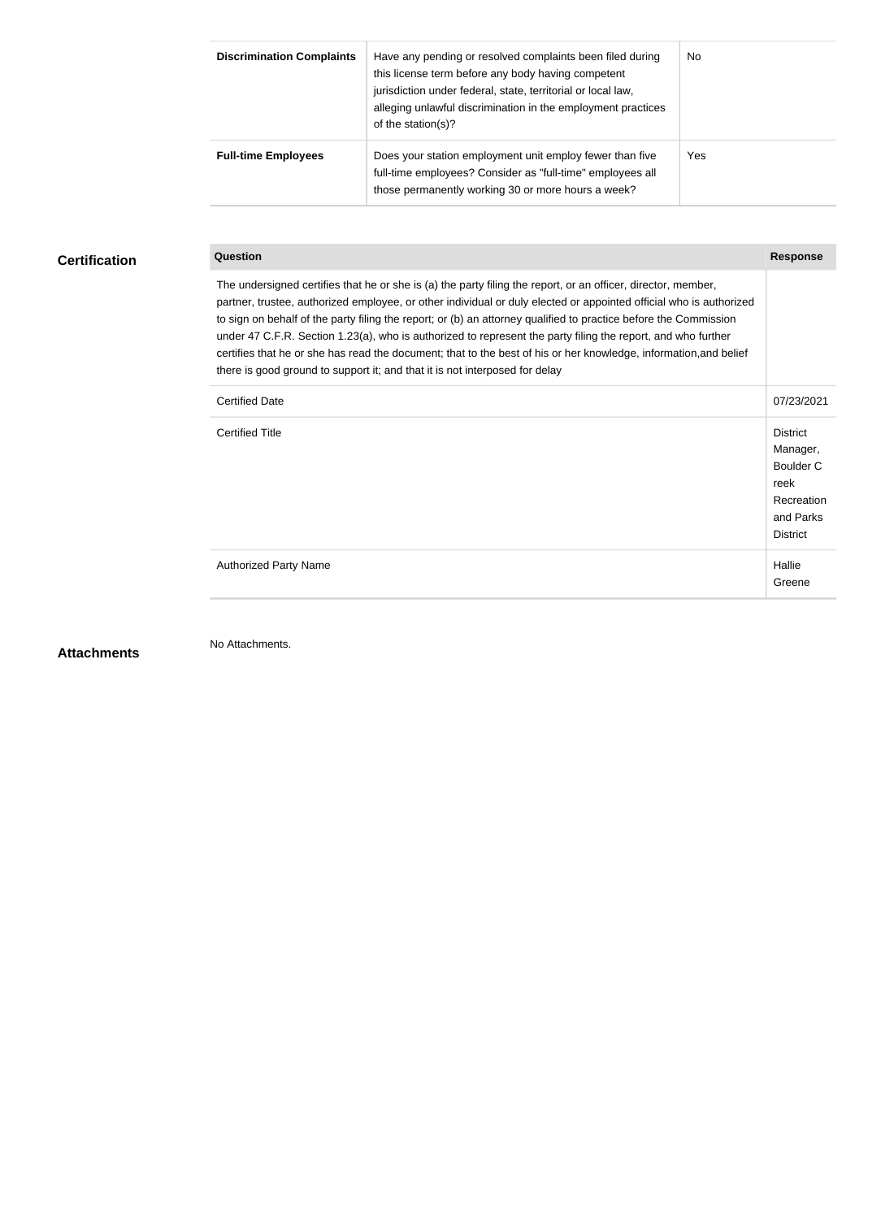| | | |
|---|---|---|
| **Discrimination Complaints** | Have any pending or resolved complaints been filed during this license term before any body having competent jurisdiction under federal, state, territorial or local law, alleging unlawful discrimination in the employment practices of the station(s)? | No |
| **Full-time Employees** | Does your station employment unit employ fewer than five full-time employees? Consider as "full-time" employees all those permanently working 30 or more hours a week? | Yes |

## Certification

| Question | Response |
|---|---|
| The undersigned certifies that he or she is (a) the party filing the report, or an officer, director, member, partner, trustee, authorized employee, or other individual or duly elected or appointed official who is authorized to sign on behalf of the party filing the report; or (b) an attorney qualified to practice before the Commission under 47 C.F.R. Section 1.23(a), who is authorized to represent the party filing the report, and who further certifies that he or she has read the document; that to the best of his or her knowledge, information,and belief there is good ground to support it; and that it is not interposed for delay | |
| Certified Date | 07/23/2021 |
| Certified Title | District Manager, Boulder Creek Recreation and Parks District |
| Authorized Party Name | Hallie Greene |

## Attachments

No Attachments.